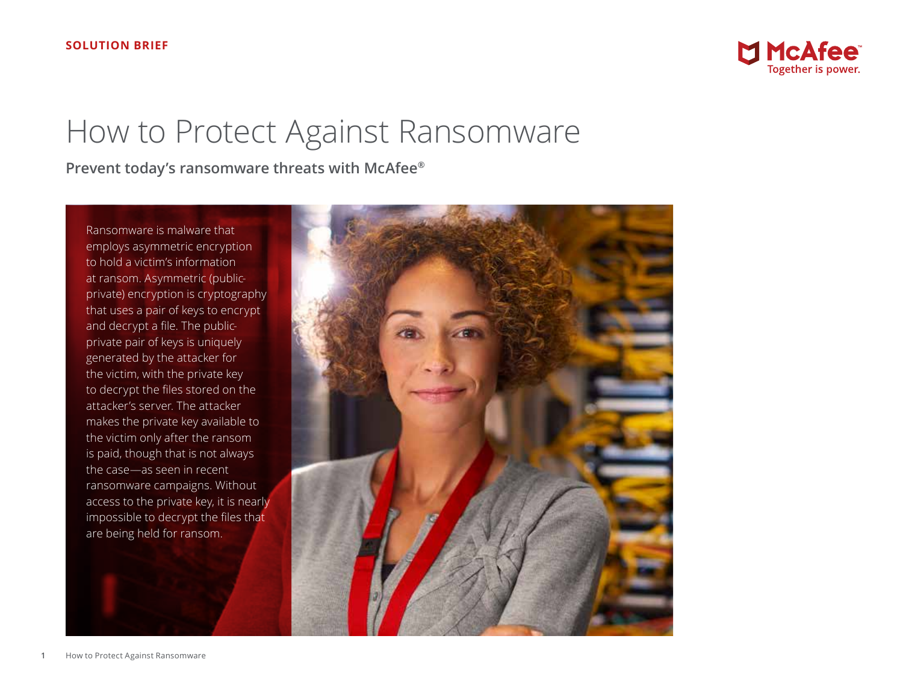SOLUTION BRIEF

McAfee
Together is power.

# How to Protect Against Ransomware

**Prevent today's ransomware threats with McAfee®**

Ransomware is malware that employs asymmetric encryption to hold a victim's information at ransom. Asymmetric (public-private) encryption is cryptography that uses a pair of keys to encrypt and decrypt a file. The public-private pair of keys is uniquely generated by the attacker for the victim, with the private key to decrypt the files stored on the attacker's server. The attacker makes the private key available to the victim only after the ransom is paid, though that is not always the case—as seen in recent ransomware campaigns. Without access to the private key, it is nearly impossible to decrypt the files that are being held for ransom.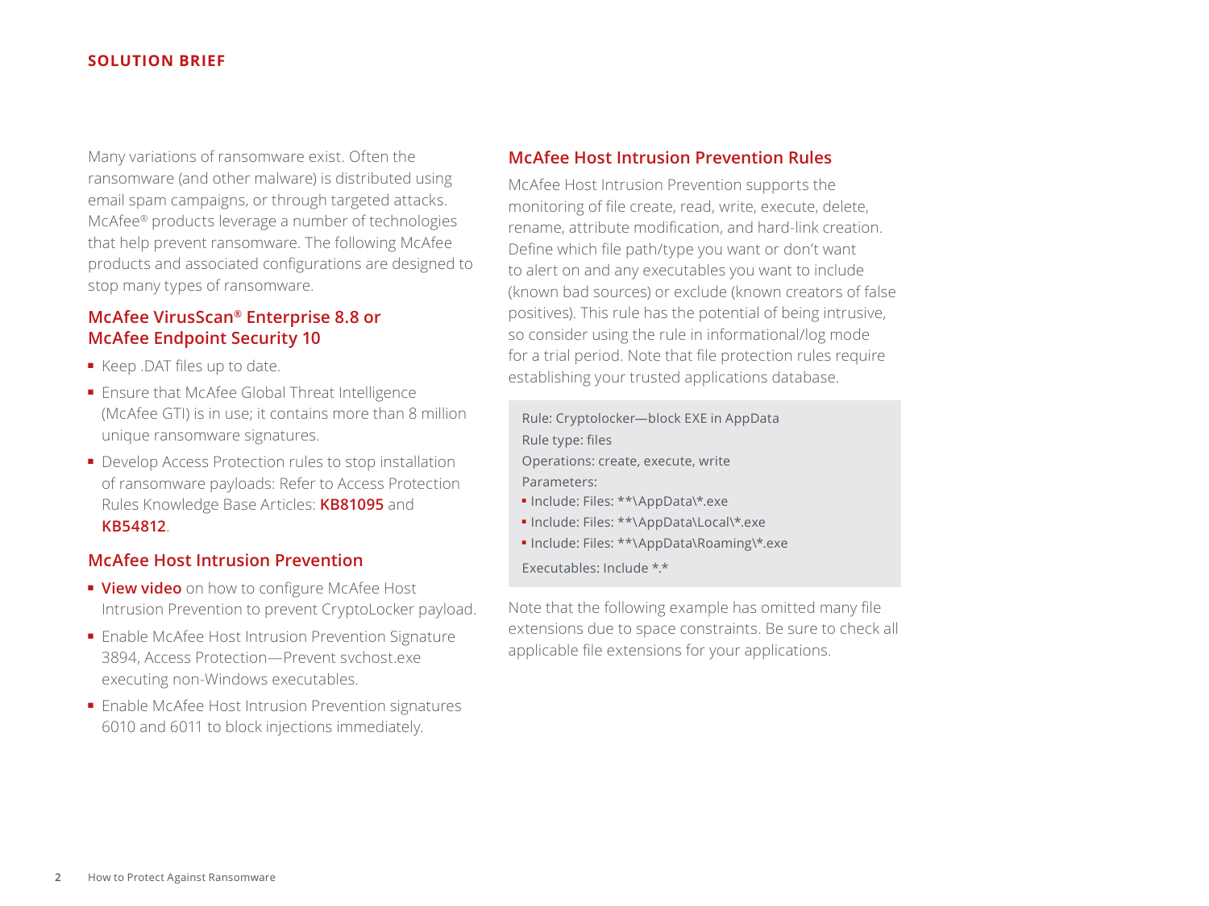Many variations of ransomware exist. Often the ransomware (and other malware) is distributed using email spam campaigns, or through targeted attacks. McAfee® products leverage a number of technologies that help prevent ransomware. The following McAfee products and associated configurations are designed to stop many types of ransomware.

## McAfee VirusScan® Enterprise 8.8 or McAfee Endpoint Security 10

- Keep .DAT files up to date.
- Ensure that McAfee Global Threat Intelligence (McAfee GTI) is in use; it contains more than 8 million unique ransomware signatures.
- Develop Access Protection rules to stop installation of ransomware payloads: Refer to Access Protection Rules Knowledge Base Articles: **KB81095** and **KB54812**.

## McAfee Host Intrusion Prevention

- **View video** on how to configure McAfee Host Intrusion Prevention to prevent CryptoLocker payload.
- Enable McAfee Host Intrusion Prevention Signature 3894, Access Protection—Prevent svchost.exe executing non-Windows executables.
- Enable McAfee Host Intrusion Prevention signatures 6010 and 6011 to block injections immediately.

## McAfee Host Intrusion Prevention Rules

McAfee Host Intrusion Prevention supports the monitoring of file create, read, write, execute, delete, rename, attribute modification, and hard-link creation. Define which file path/type you want or don't want to alert on and any executables you want to include (known bad sources) or exclude (known creators of false positives). This rule has the potential of being intrusive, so consider using the rule in informational/log mode for a trial period. Note that file protection rules require establishing your trusted applications database.

```
Rule: Cryptolocker—block EXE in AppData
Rule type: files
Operations: create, execute, write
Parameters:
 ▪ Include: Files: **\AppData\*.exe
 ▪ Include: Files: **\AppData\Local\*.exe
 ▪ Include: Files: **\AppData\Roaming\*.exe
Executables: Include *.*
```

Note that the following example has omitted many file extensions due to space constraints. Be sure to check all applicable file extensions for your applications.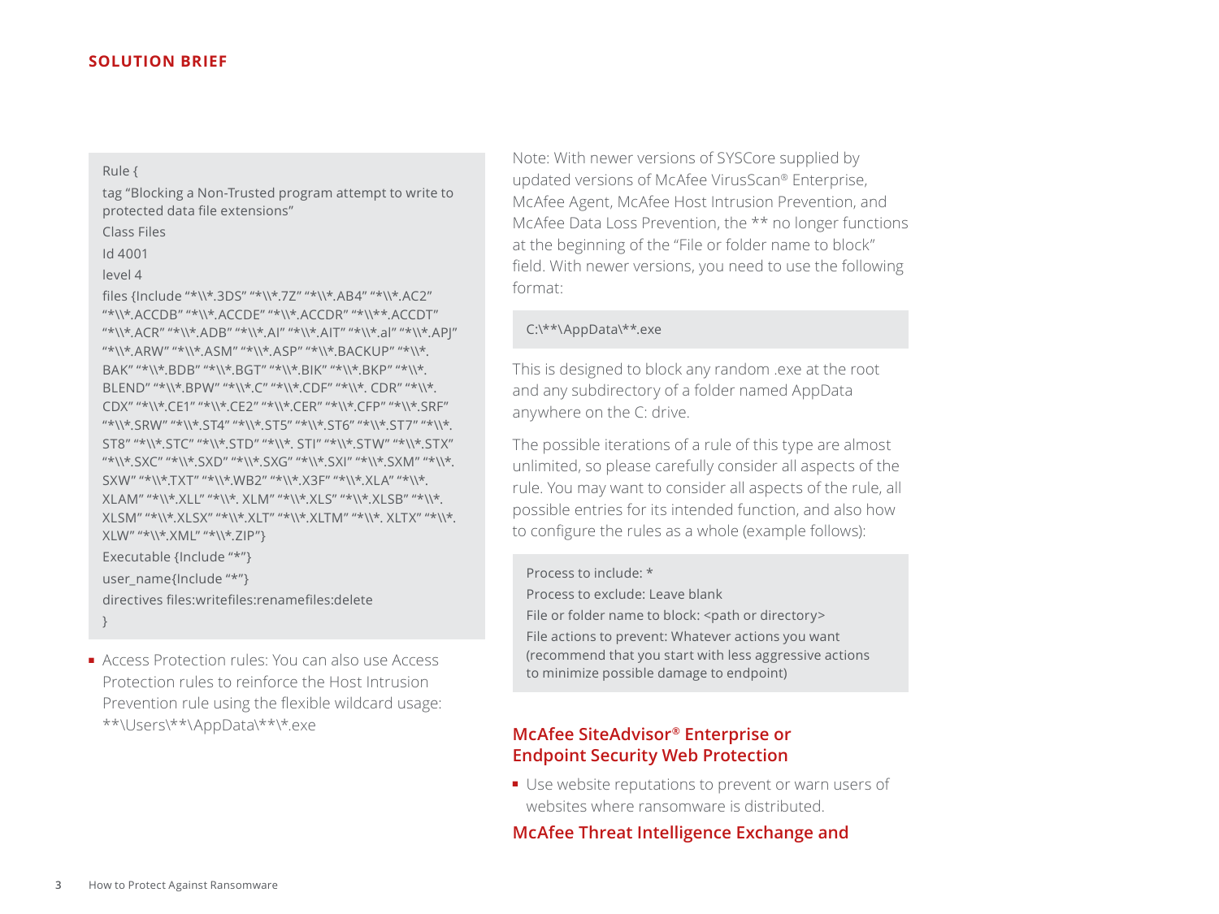```
Rule {
tag "Blocking a Non-Trusted program attempt to write to protected data file extensions"
Class Files
Id 4001
level 4
files {Include "*\\*.3DS" "*\\*.7Z" "*\\*.AB4" "*\\*.AC2" "*\\*.ACCDB" "*\\*.ACCDE" "*\\*.ACCDR" "*\\**.ACCDT" "*\\*.ACR" "*\\*.ADB" "*\\*.AI" "*\\*.AIT" "*\\*.al" "*\\*.APJ" "*\\*.ARW" "*\\*.ASM" "*\\*.ASP" "*\\*.BACKUP" "*\\*.BAK" "*\\*.BDB" "*\\*.BGT" "*\\*.BIK" "*\\*.BKP" "*\\*.BLEND" "*\\*.BPW" "*\\*.C" "*\\*.CDF" "*\\*. CDR" "*\\*.CDX" "*\\*.CE1" "*\\*.CE2" "*\\*.CER" "*\\*.CFP" "*\\*.SRF" "*\\*.SRW" "*\\*.ST4" "*\\*.ST5" "*\\*.ST6" "*\\*.ST7" "*\\*.ST8" "*\\*.STC" "*\\*.STD" "*\\*. STI" "*\\*.STW" "*\\*.STX" "*\\*.SXC" "*\\*.SXD" "*\\*.SXG" "*\\*.SXI" "*\\*.SXM" "*\\*.SXW" "*\\*.TXT" "*\\*.WB2" "*\\*.X3F" "*\\*.XLA" "*\\*.XLAM" "*\\*.XLL" "*\\*. XLM" "*\\*.XLS" "*\\*.XLSB" "*\\*.XLSM" "*\\*.XLSX" "*\\*.XLT" "*\\*.XLTM" "*\\*. XLTX" "*\\*.XLW" "*\\*.XML" "*\\*.ZIP"}
Executable {Include "*"}
user_name{Include "*"}
directives files:writefiles:renamefiles:delete
}
```

- Access Protection rules: You can also use Access Protection rules to reinforce the Host Intrusion Prevention rule using the flexible wildcard usage: **\Users\**\AppData\**\*.exe

Note: With newer versions of SYSCore supplied by updated versions of McAfee VirusScan® Enterprise, McAfee Agent, McAfee Host Intrusion Prevention, and McAfee Data Loss Prevention, the ** no longer functions at the beginning of the "File or folder name to block" field. With newer versions, you need to use the following format:

```
C:\**\AppData\**.exe
```

This is designed to block any random .exe at the root and any subdirectory of a folder named AppData anywhere on the C: drive.

The possible iterations of a rule of this type are almost unlimited, so please carefully consider all aspects of the rule. You may want to consider all aspects of the rule, all possible entries for its intended function, and also how to configure the rules as a whole (example follows):

```
Process to include: *
Process to exclude: Leave blank
File or folder name to block: <path or directory>
File actions to prevent: Whatever actions you want (recommend that you start with less aggressive actions to minimize possible damage to endpoint)
```

## McAfee SiteAdvisor® Enterprise or Endpoint Security Web Protection

- Use website reputations to prevent or warn users of websites where ransomware is distributed.

## McAfee Threat Intelligence Exchange and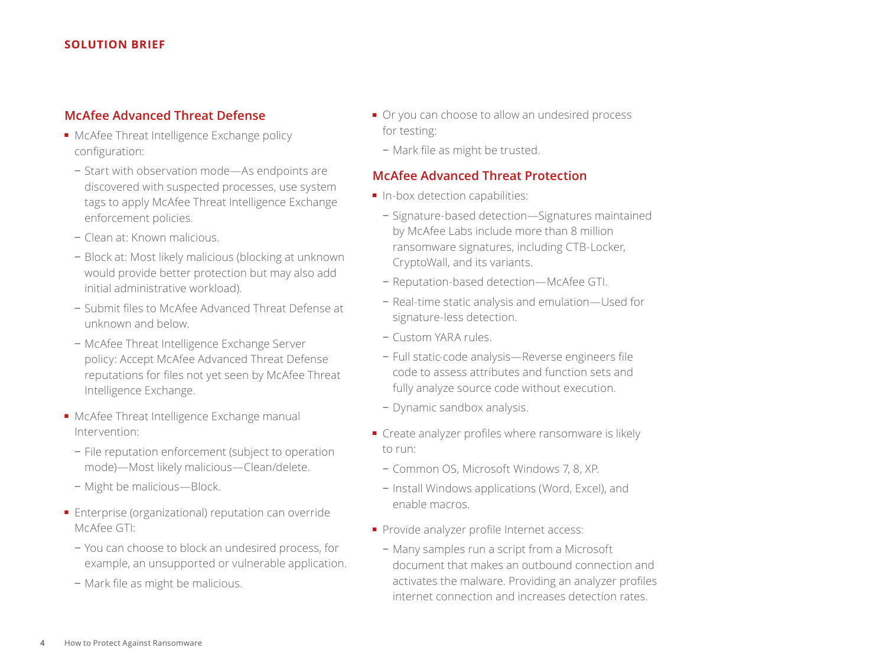## McAfee Advanced Threat Defense

- McAfee Threat Intelligence Exchange policy configuration:
  - Start with observation mode—As endpoints are discovered with suspected processes, use system tags to apply McAfee Threat Intelligence Exchange enforcement policies.
  - Clean at: Known malicious.
  - Block at: Most likely malicious (blocking at unknown would provide better protection but may also add initial administrative workload).
  - Submit files to McAfee Advanced Threat Defense at unknown and below.
  - McAfee Threat Intelligence Exchange Server policy: Accept McAfee Advanced Threat Defense reputations for files not yet seen by McAfee Threat Intelligence Exchange.
- McAfee Threat Intelligence Exchange manual Intervention:
  - File reputation enforcement (subject to operation mode)—Most likely malicious—Clean/delete.
  - Might be malicious—Block.
- Enterprise (organizational) reputation can override McAfee GTI:
  - You can choose to block an undesired process, for example, an unsupported or vulnerable application.
  - Mark file as might be malicious.
- Or you can choose to allow an undesired process for testing:
  - Mark file as might be trusted.

## McAfee Advanced Threat Protection

- In-box detection capabilities:
  - Signature-based detection—Signatures maintained by McAfee Labs include more than 8 million ransomware signatures, including CTB-Locker, CryptoWall, and its variants.
  - Reputation-based detection—McAfee GTI.
  - Real-time static analysis and emulation—Used for signature-less detection.
  - Custom YARA rules.
  - Full static-code analysis—Reverse engineers file code to assess attributes and function sets and fully analyze source code without execution.
  - Dynamic sandbox analysis.
- Create analyzer profiles where ransomware is likely to run:
  - Common OS, Microsoft Windows 7, 8, XP.
  - Install Windows applications (Word, Excel), and enable macros.
- Provide analyzer profile Internet access:
  - Many samples run a script from a Microsoft document that makes an outbound connection and activates the malware. Providing an analyzer profiles internet connection and increases detection rates.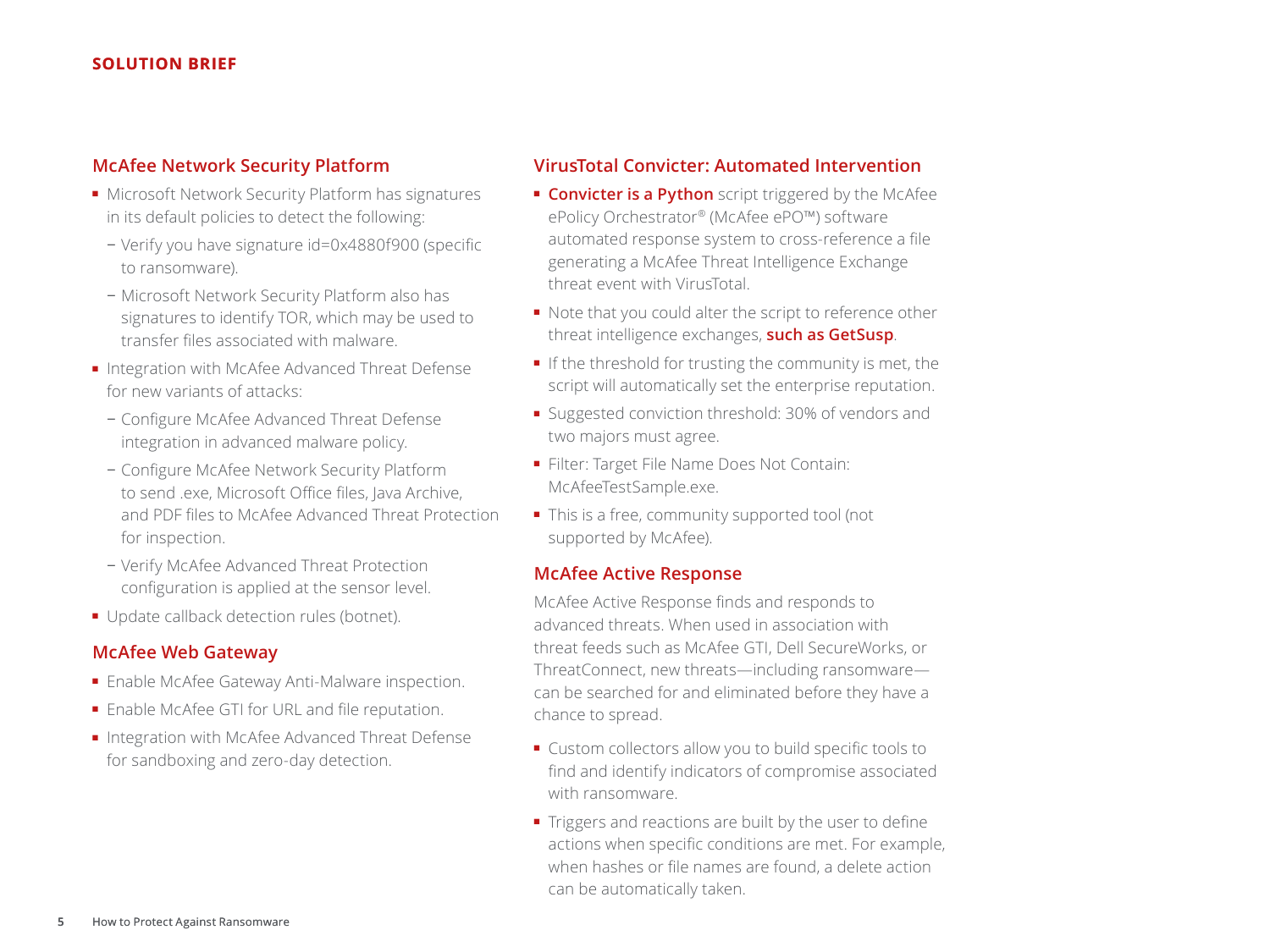## McAfee Network Security Platform

- Microsoft Network Security Platform has signatures in its default policies to detect the following:
  - Verify you have signature id=0x4880f900 (specific to ransomware).
  - Microsoft Network Security Platform also has signatures to identify TOR, which may be used to transfer files associated with malware.
- Integration with McAfee Advanced Threat Defense for new variants of attacks:
  - Configure McAfee Advanced Threat Defense integration in advanced malware policy.
  - Configure McAfee Network Security Platform to send .exe, Microsoft Office files, Java Archive, and PDF files to McAfee Advanced Threat Protection for inspection.
  - Verify McAfee Advanced Threat Protection configuration is applied at the sensor level.
- Update callback detection rules (botnet).

## McAfee Web Gateway

- Enable McAfee Gateway Anti-Malware inspection.
- Enable McAfee GTI for URL and file reputation.
- Integration with McAfee Advanced Threat Defense for sandboxing and zero-day detection.

## VirusTotal Convicter: Automated Intervention

- **Convicter is a Python** script triggered by the McAfee ePolicy Orchestrator® (McAfee ePO™) software automated response system to cross-reference a file generating a McAfee Threat Intelligence Exchange threat event with VirusTotal.
- Note that you could alter the script to reference other threat intelligence exchanges, **such as GetSusp**.
- If the threshold for trusting the community is met, the script will automatically set the enterprise reputation.
- Suggested conviction threshold: 30% of vendors and two majors must agree.
- Filter: Target File Name Does Not Contain: McAfeeTestSample.exe.
- This is a free, community supported tool (not supported by McAfee).

## McAfee Active Response

McAfee Active Response finds and responds to advanced threats. When used in association with threat feeds such as McAfee GTI, Dell SecureWorks, or ThreatConnect, new threats—including ransomware—can be searched for and eliminated before they have a chance to spread.

- Custom collectors allow you to build specific tools to find and identify indicators of compromise associated with ransomware.
- Triggers and reactions are built by the user to define actions when specific conditions are met. For example, when hashes or file names are found, a delete action can be automatically taken.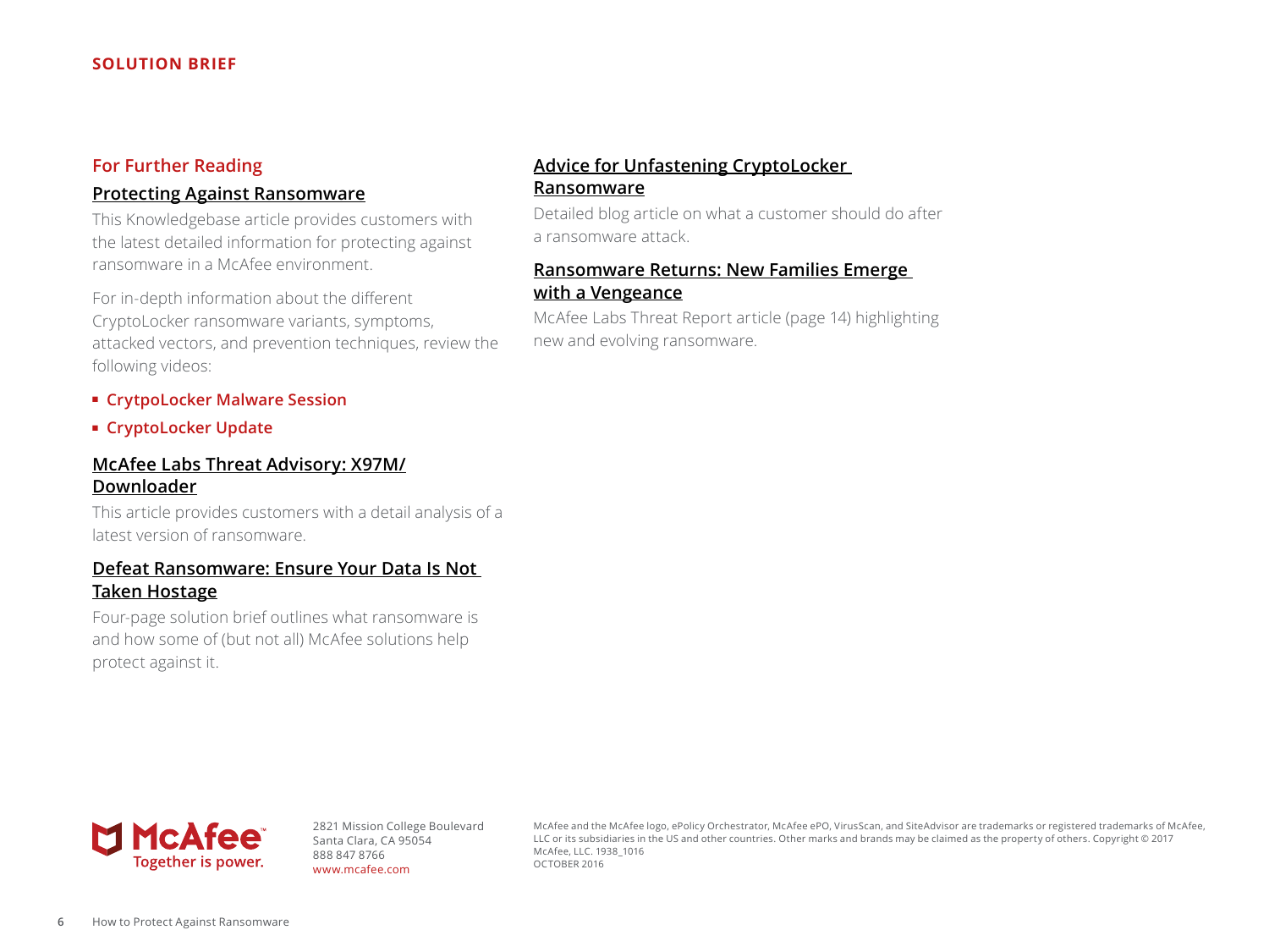## For Further Reading

### Protecting Against Ransomware

This Knowledgebase article provides customers with the latest detailed information for protecting against ransomware in a McAfee environment.

For in-depth information about the different CryptoLocker ransomware variants, symptoms, attacked vectors, and prevention techniques, review the following videos:

- CrytpoLocker Malware Session
- CryptoLocker Update

### McAfee Labs Threat Advisory: X97M/Downloader

This article provides customers with a detail analysis of a latest version of ransomware.

### Defeat Ransomware: Ensure Your Data Is Not Taken Hostage

Four-page solution brief outlines what ransomware is and how some of (but not all) McAfee solutions help protect against it.

### Advice for Unfastening CryptoLocker Ransomware

Detailed blog article on what a customer should do after a ransomware attack.

### Ransomware Returns: New Families Emerge with a Vengeance

McAfee Labs Threat Report article (page 14) highlighting new and evolving ransomware.

McAfee
Together is power.

2821 Mission College Boulevard
Santa Clara, CA 95054
888 847 8766
www.mcafee.com

McAfee and the McAfee logo, ePolicy Orchestrator, McAfee ePO, VirusScan, and SiteAdvisor are trademarks or registered trademarks of McAfee, LLC or its subsidiaries in the US and other countries. Other marks and brands may be claimed as the property of others. Copyright © 2017 McAfee, LLC. 1938_1016
OCTOBER 2016